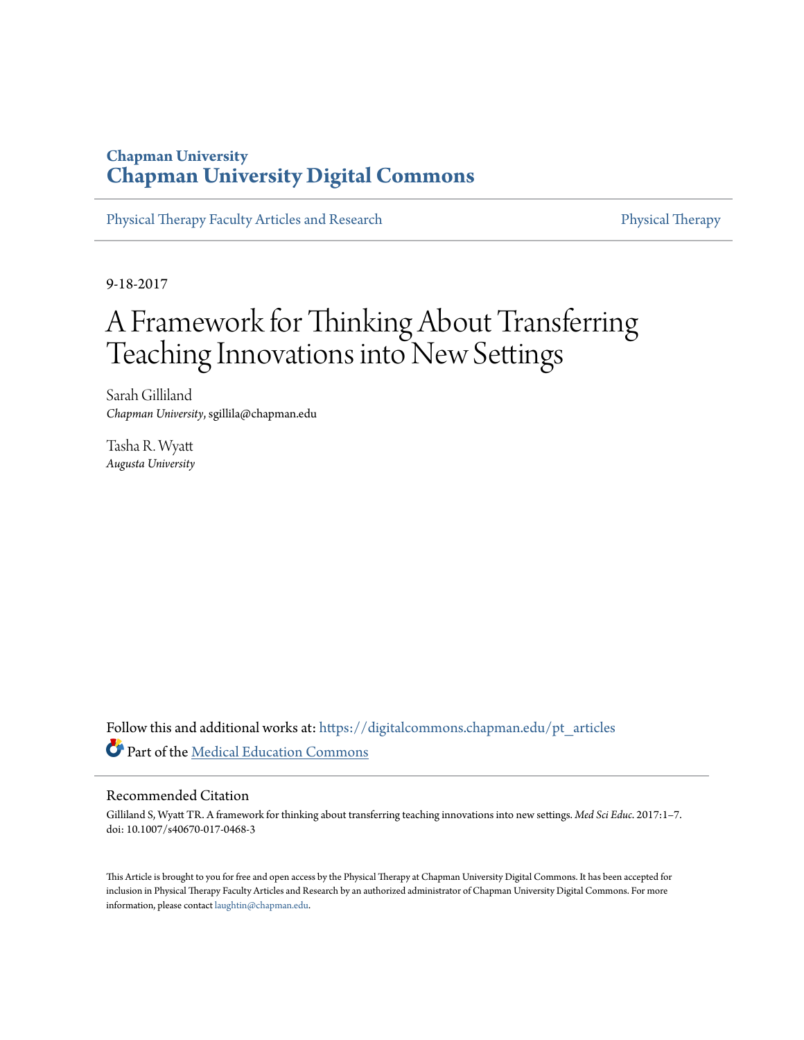Chapman University

# Chapman University Digital Commons

Physical Therapy Faculty Articles and Research | Physical Therapy

9-18-2017

# A Framework for Thinking About Transferring Teaching Innovations into New Settings

Sarah Gilliland
*Chapman University*, sgillila@chapman.edu

Tasha R. Wyatt
*Augusta University*

Follow this and additional works at: https://digitalcommons.chapman.edu/pt_articles

Part of the Medical Education Commons

## Recommended Citation

Gilliland S, Wyatt TR. A framework for thinking about transferring teaching innovations into new settings. *Med Sci Educ*. 2017:1–7. doi: 10.1007/s40670-017-0468-3

This Article is brought to you for free and open access by the Physical Therapy at Chapman University Digital Commons. It has been accepted for inclusion in Physical Therapy Faculty Articles and Research by an authorized administrator of Chapman University Digital Commons. For more information, please contact laughtin@chapman.edu.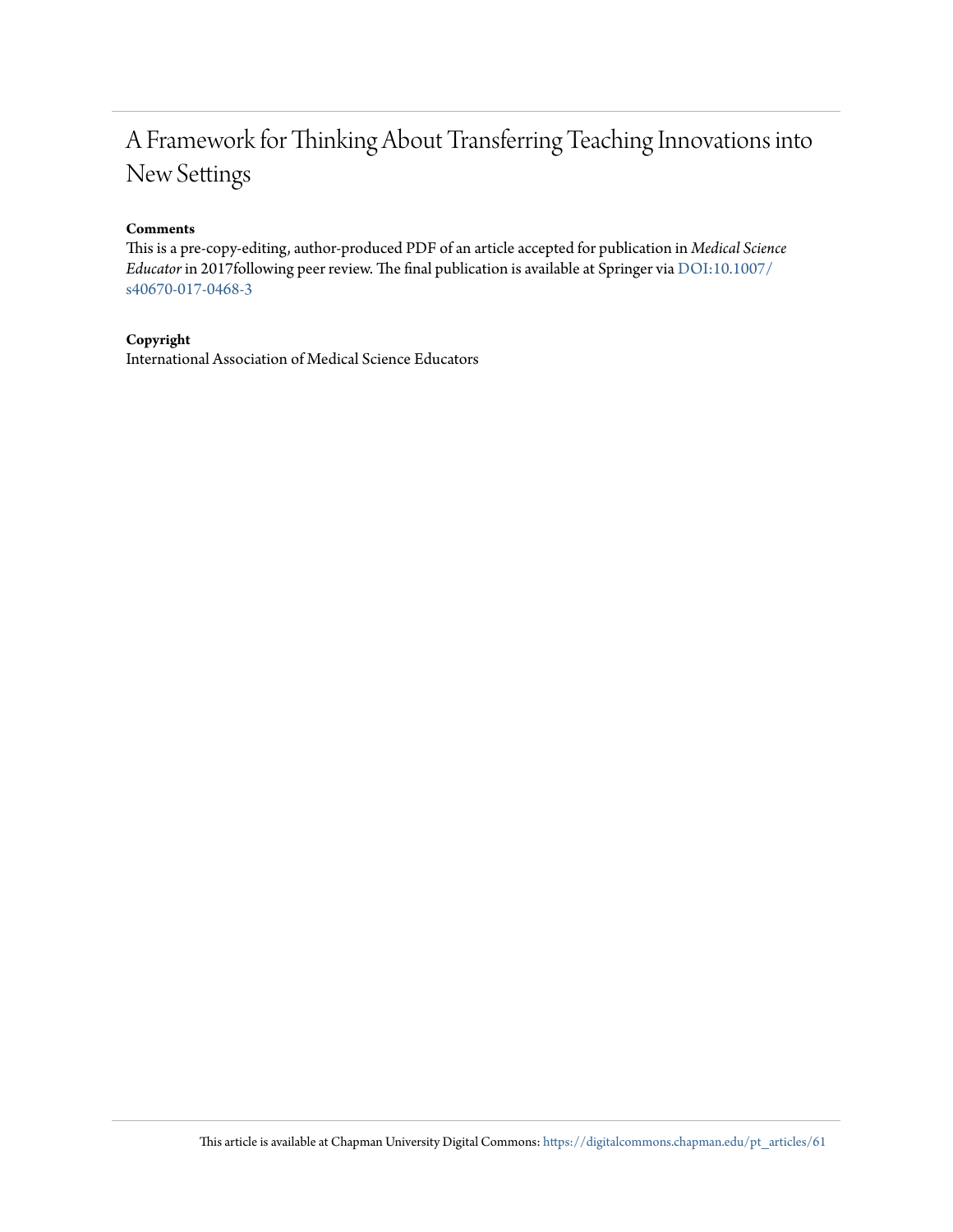# A Framework for Thinking About Transferring Teaching Innovations into New Settings

**Comments**

This is a pre-copy-editing, author-produced PDF of an article accepted for publication in *Medical Science Educator* in 2017following peer review. The final publication is available at Springer via DOI:10.1007/s40670-017-0468-3

**Copyright**

International Association of Medical Science Educators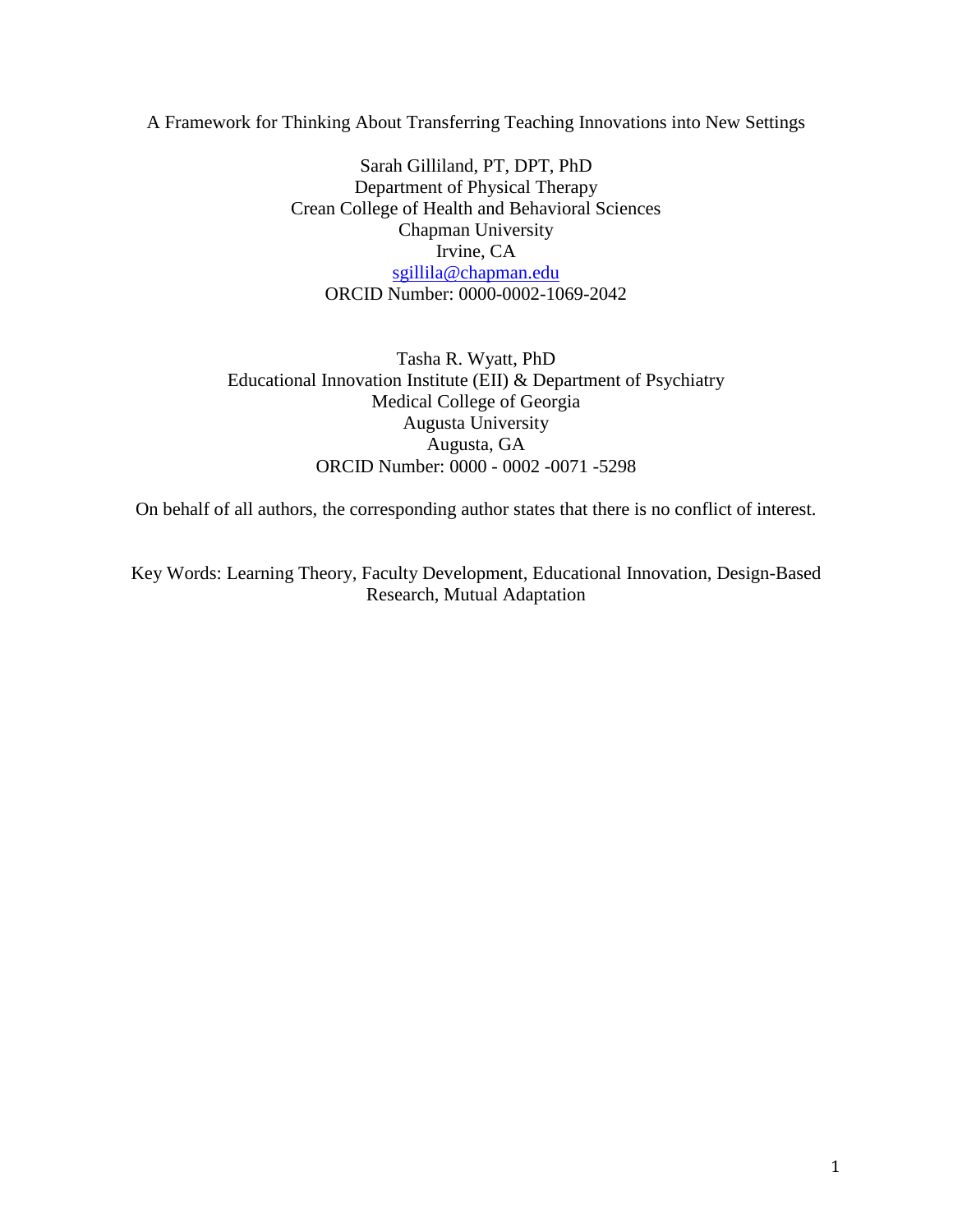A Framework for Thinking About Transferring Teaching Innovations into New Settings

Sarah Gilliland, PT, DPT, PhD
Department of Physical Therapy
Crean College of Health and Behavioral Sciences
Chapman University
Irvine, CA
sgillila@chapman.edu
ORCID Number: 0000-0002-1069-2042

Tasha R. Wyatt, PhD
Educational Innovation Institute (EII) & Department of Psychiatry
Medical College of Georgia
Augusta University
Augusta, GA
ORCID Number: 0000 - 0002 -0071 -5298

On behalf of all authors, the corresponding author states that there is no conflict of interest.

Key Words: Learning Theory, Faculty Development, Educational Innovation, Design-Based Research, Mutual Adaptation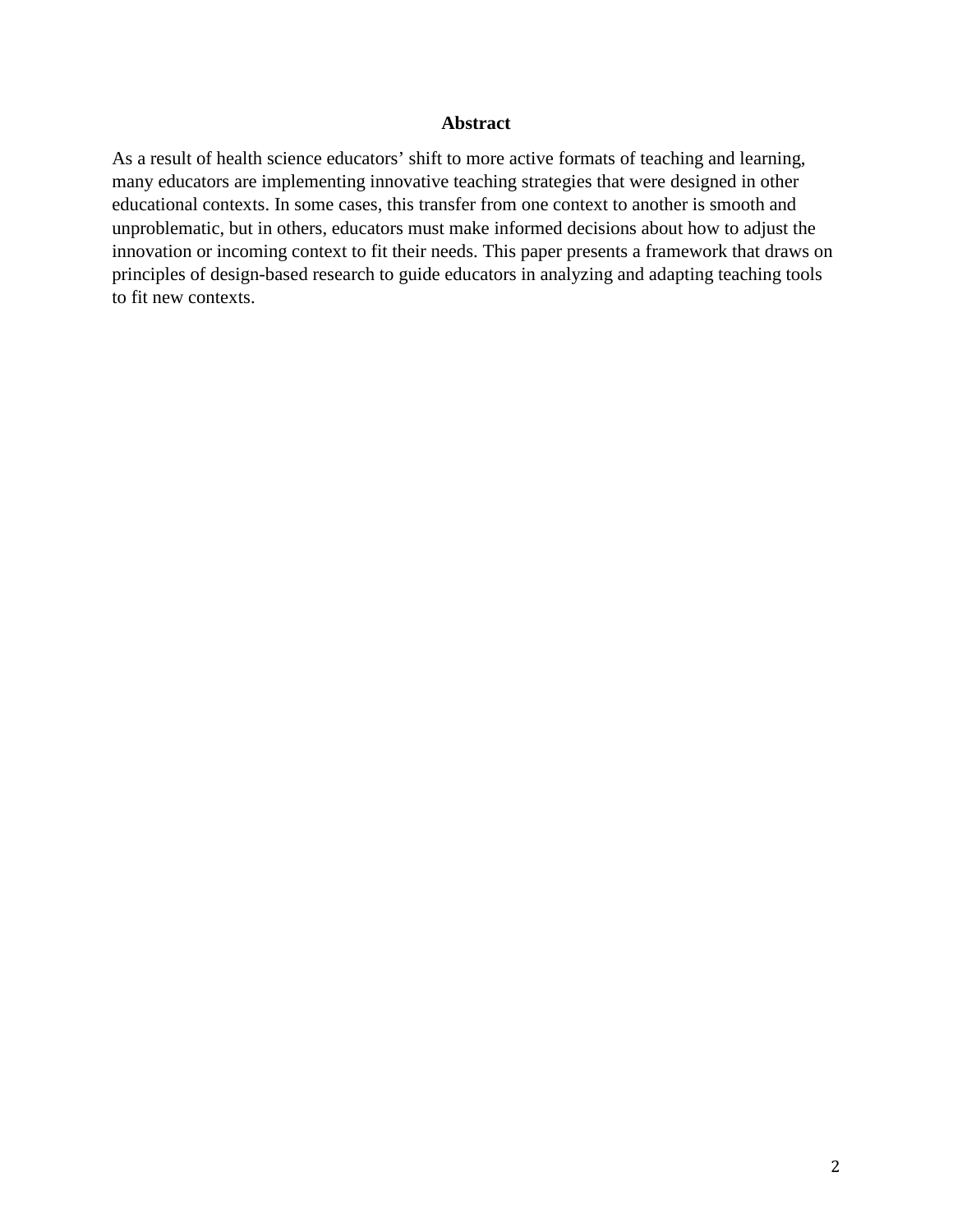## Abstract

As a result of health science educators’ shift to more active formats of teaching and learning, many educators are implementing innovative teaching strategies that were designed in other educational contexts. In some cases, this transfer from one context to another is smooth and unproblematic, but in others, educators must make informed decisions about how to adjust the innovation or incoming context to fit their needs. This paper presents a framework that draws on principles of design-based research to guide educators in analyzing and adapting teaching tools to fit new contexts.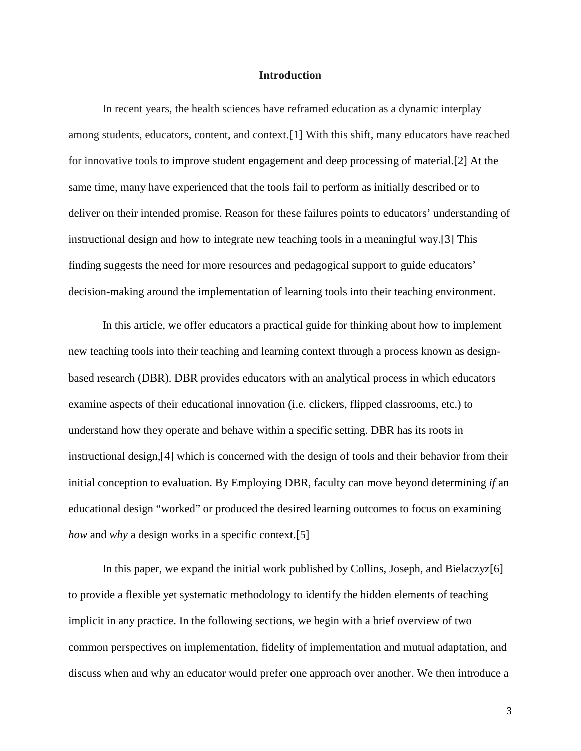## Introduction

In recent years, the health sciences have reframed education as a dynamic interplay among students, educators, content, and context.[1] With this shift, many educators have reached for innovative tools to improve student engagement and deep processing of material.[2] At the same time, many have experienced that the tools fail to perform as initially described or to deliver on their intended promise. Reason for these failures points to educators' understanding of instructional design and how to integrate new teaching tools in a meaningful way.[3] This finding suggests the need for more resources and pedagogical support to guide educators' decision-making around the implementation of learning tools into their teaching environment.

In this article, we offer educators a practical guide for thinking about how to implement new teaching tools into their teaching and learning context through a process known as design-based research (DBR). DBR provides educators with an analytical process in which educators examine aspects of their educational innovation (i.e. clickers, flipped classrooms, etc.) to understand how they operate and behave within a specific setting. DBR has its roots in instructional design,[4] which is concerned with the design of tools and their behavior from their initial conception to evaluation. By Employing DBR, faculty can move beyond determining *if* an educational design "worked" or produced the desired learning outcomes to focus on examining *how* and *why* a design works in a specific context.[5]

In this paper, we expand the initial work published by Collins, Joseph, and Bielaczyz[6] to provide a flexible yet systematic methodology to identify the hidden elements of teaching implicit in any practice. In the following sections, we begin with a brief overview of two common perspectives on implementation, fidelity of implementation and mutual adaptation, and discuss when and why an educator would prefer one approach over another. We then introduce a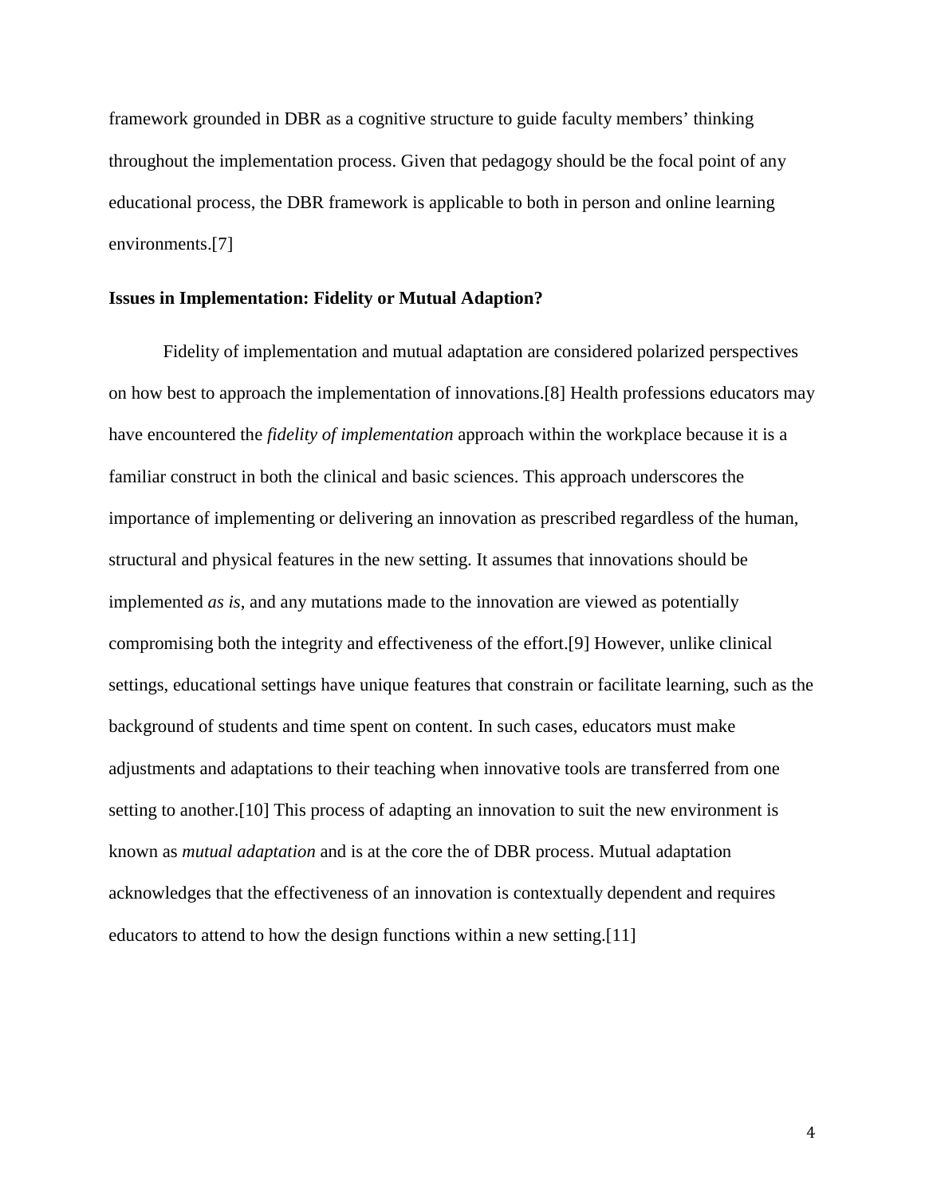framework grounded in DBR as a cognitive structure to guide faculty members' thinking throughout the implementation process. Given that pedagogy should be the focal point of any educational process, the DBR framework is applicable to both in person and online learning environments.[7]

### Issues in Implementation: Fidelity or Mutual Adaption?

Fidelity of implementation and mutual adaptation are considered polarized perspectives on how best to approach the implementation of innovations.[8] Health professions educators may have encountered the *fidelity of implementation* approach within the workplace because it is a familiar construct in both the clinical and basic sciences. This approach underscores the importance of implementing or delivering an innovation as prescribed regardless of the human, structural and physical features in the new setting. It assumes that innovations should be implemented *as is*, and any mutations made to the innovation are viewed as potentially compromising both the integrity and effectiveness of the effort.[9] However, unlike clinical settings, educational settings have unique features that constrain or facilitate learning, such as the background of students and time spent on content. In such cases, educators must make adjustments and adaptations to their teaching when innovative tools are transferred from one setting to another.[10] This process of adapting an innovation to suit the new environment is known as *mutual adaptation* and is at the core the of DBR process. Mutual adaptation acknowledges that the effectiveness of an innovation is contextually dependent and requires educators to attend to how the design functions within a new setting.[11]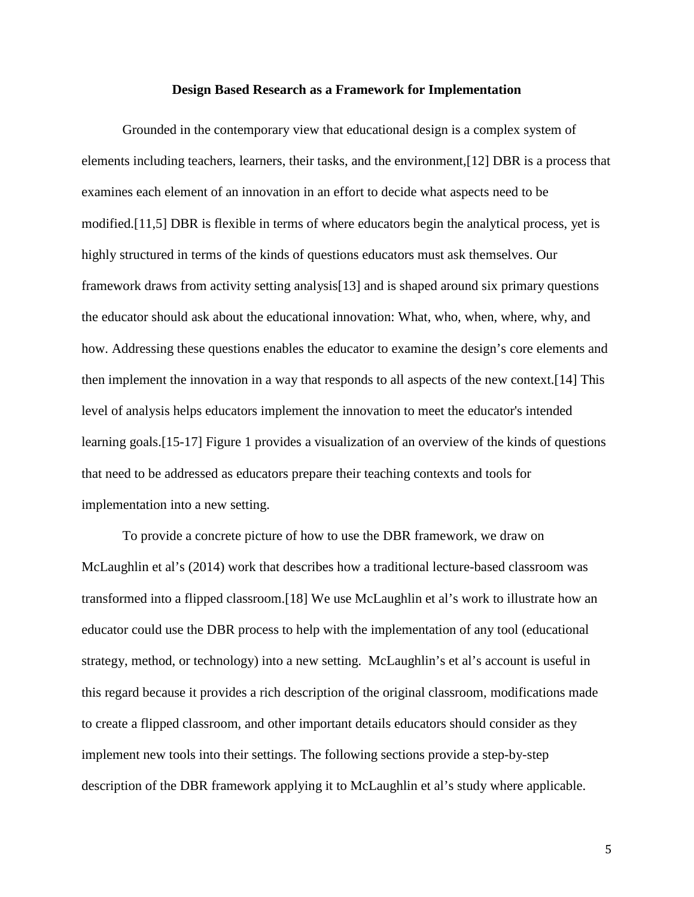## Design Based Research as a Framework for Implementation

Grounded in the contemporary view that educational design is a complex system of elements including teachers, learners, their tasks, and the environment,[12] DBR is a process that examines each element of an innovation in an effort to decide what aspects need to be modified.[11,5] DBR is flexible in terms of where educators begin the analytical process, yet is highly structured in terms of the kinds of questions educators must ask themselves. Our framework draws from activity setting analysis[13] and is shaped around six primary questions the educator should ask about the educational innovation: What, who, when, where, why, and how. Addressing these questions enables the educator to examine the design's core elements and then implement the innovation in a way that responds to all aspects of the new context.[14] This level of analysis helps educators implement the innovation to meet the educator's intended learning goals.[15-17] Figure 1 provides a visualization of an overview of the kinds of questions that need to be addressed as educators prepare their teaching contexts and tools for implementation into a new setting.

To provide a concrete picture of how to use the DBR framework, we draw on McLaughlin et al's (2014) work that describes how a traditional lecture-based classroom was transformed into a flipped classroom.[18] We use McLaughlin et al's work to illustrate how an educator could use the DBR process to help with the implementation of any tool (educational strategy, method, or technology) into a new setting. McLaughlin's et al's account is useful in this regard because it provides a rich description of the original classroom, modifications made to create a flipped classroom, and other important details educators should consider as they implement new tools into their settings. The following sections provide a step-by-step description of the DBR framework applying it to McLaughlin et al's study where applicable.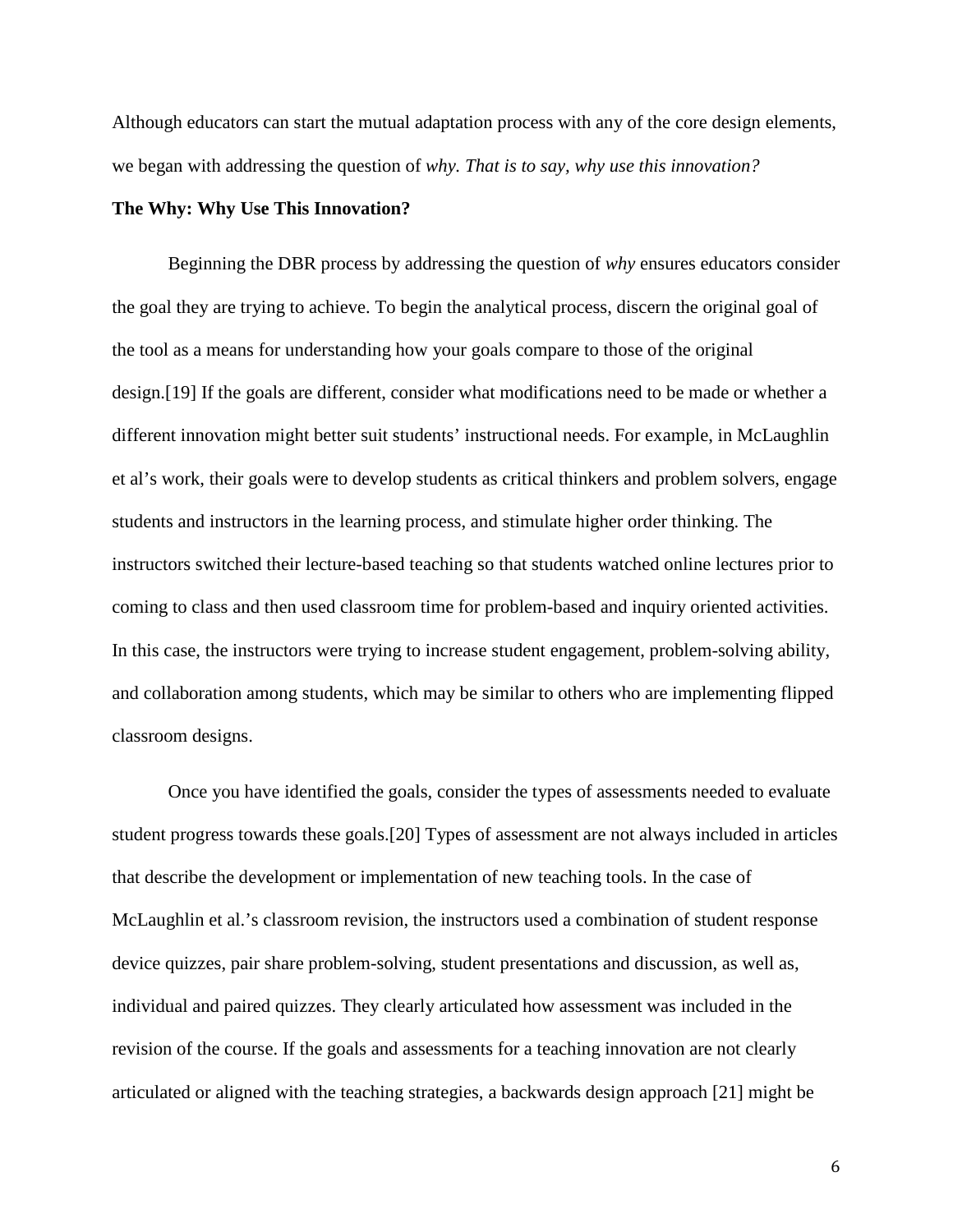Although educators can start the mutual adaptation process with any of the core design elements, we began with addressing the question of *why. That is to say, why use this innovation?*

**The Why: Why Use This Innovation?**

Beginning the DBR process by addressing the question of *why* ensures educators consider the goal they are trying to achieve. To begin the analytical process, discern the original goal of the tool as a means for understanding how your goals compare to those of the original design.[19] If the goals are different, consider what modifications need to be made or whether a different innovation might better suit students' instructional needs. For example, in McLaughlin et al's work, their goals were to develop students as critical thinkers and problem solvers, engage students and instructors in the learning process, and stimulate higher order thinking. The instructors switched their lecture-based teaching so that students watched online lectures prior to coming to class and then used classroom time for problem-based and inquiry oriented activities. In this case, the instructors were trying to increase student engagement, problem-solving ability, and collaboration among students, which may be similar to others who are implementing flipped classroom designs.

Once you have identified the goals, consider the types of assessments needed to evaluate student progress towards these goals.[20] Types of assessment are not always included in articles that describe the development or implementation of new teaching tools. In the case of McLaughlin et al.'s classroom revision, the instructors used a combination of student response device quizzes, pair share problem-solving, student presentations and discussion, as well as, individual and paired quizzes. They clearly articulated how assessment was included in the revision of the course. If the goals and assessments for a teaching innovation are not clearly articulated or aligned with the teaching strategies, a backwards design approach [21] might be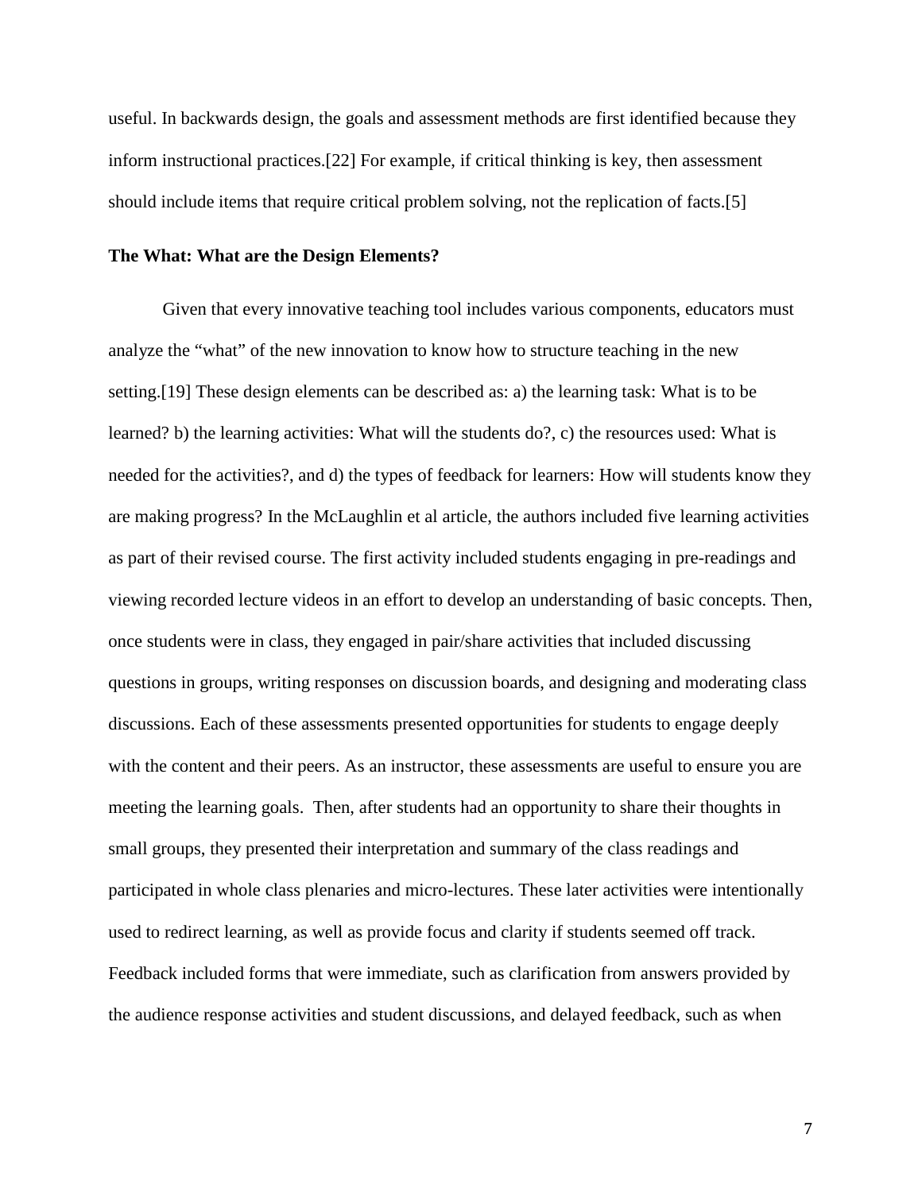useful. In backwards design, the goals and assessment methods are first identified because they inform instructional practices.[22] For example, if critical thinking is key, then assessment should include items that require critical problem solving, not the replication of facts.[5]

**The What: What are the Design Elements?**

Given that every innovative teaching tool includes various components, educators must analyze the "what" of the new innovation to know how to structure teaching in the new setting.[19] These design elements can be described as: a) the learning task: What is to be learned? b) the learning activities: What will the students do?, c) the resources used: What is needed for the activities?, and d) the types of feedback for learners: How will students know they are making progress? In the McLaughlin et al article, the authors included five learning activities as part of their revised course. The first activity included students engaging in pre-readings and viewing recorded lecture videos in an effort to develop an understanding of basic concepts. Then, once students were in class, they engaged in pair/share activities that included discussing questions in groups, writing responses on discussion boards, and designing and moderating class discussions. Each of these assessments presented opportunities for students to engage deeply with the content and their peers. As an instructor, these assessments are useful to ensure you are meeting the learning goals. Then, after students had an opportunity to share their thoughts in small groups, they presented their interpretation and summary of the class readings and participated in whole class plenaries and micro-lectures. These later activities were intentionally used to redirect learning, as well as provide focus and clarity if students seemed off track. Feedback included forms that were immediate, such as clarification from answers provided by the audience response activities and student discussions, and delayed feedback, such as when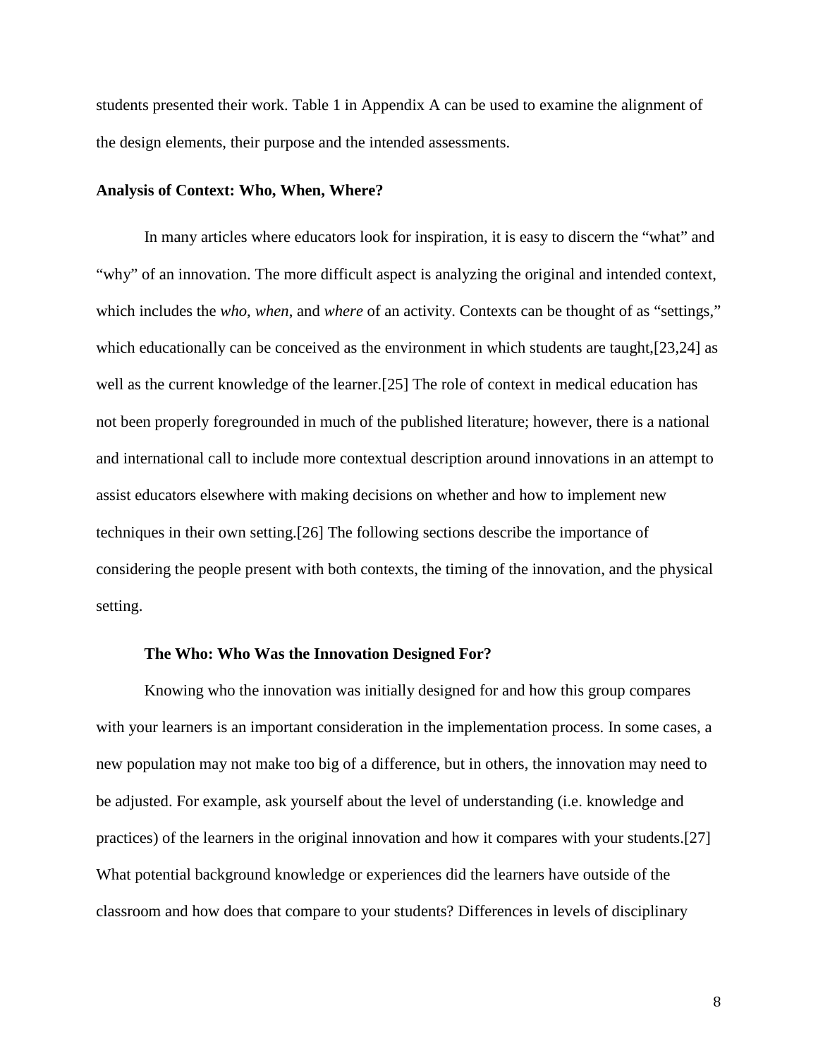students presented their work. Table 1 in Appendix A can be used to examine the alignment of the design elements, their purpose and the intended assessments.

## Analysis of Context: Who, When, Where?

In many articles where educators look for inspiration, it is easy to discern the "what" and "why" of an innovation. The more difficult aspect is analyzing the original and intended context, which includes the *who*, *when*, and *where* of an activity. Contexts can be thought of as "settings," which educationally can be conceived as the environment in which students are taught,[23,24] as well as the current knowledge of the learner.[25] The role of context in medical education has not been properly foregrounded in much of the published literature; however, there is a national and international call to include more contextual description around innovations in an attempt to assist educators elsewhere with making decisions on whether and how to implement new techniques in their own setting.[26] The following sections describe the importance of considering the people present with both contexts, the timing of the innovation, and the physical setting.

### The Who: Who Was the Innovation Designed For?

Knowing who the innovation was initially designed for and how this group compares with your learners is an important consideration in the implementation process. In some cases, a new population may not make too big of a difference, but in others, the innovation may need to be adjusted. For example, ask yourself about the level of understanding (i.e. knowledge and practices) of the learners in the original innovation and how it compares with your students.[27] What potential background knowledge or experiences did the learners have outside of the classroom and how does that compare to your students? Differences in levels of disciplinary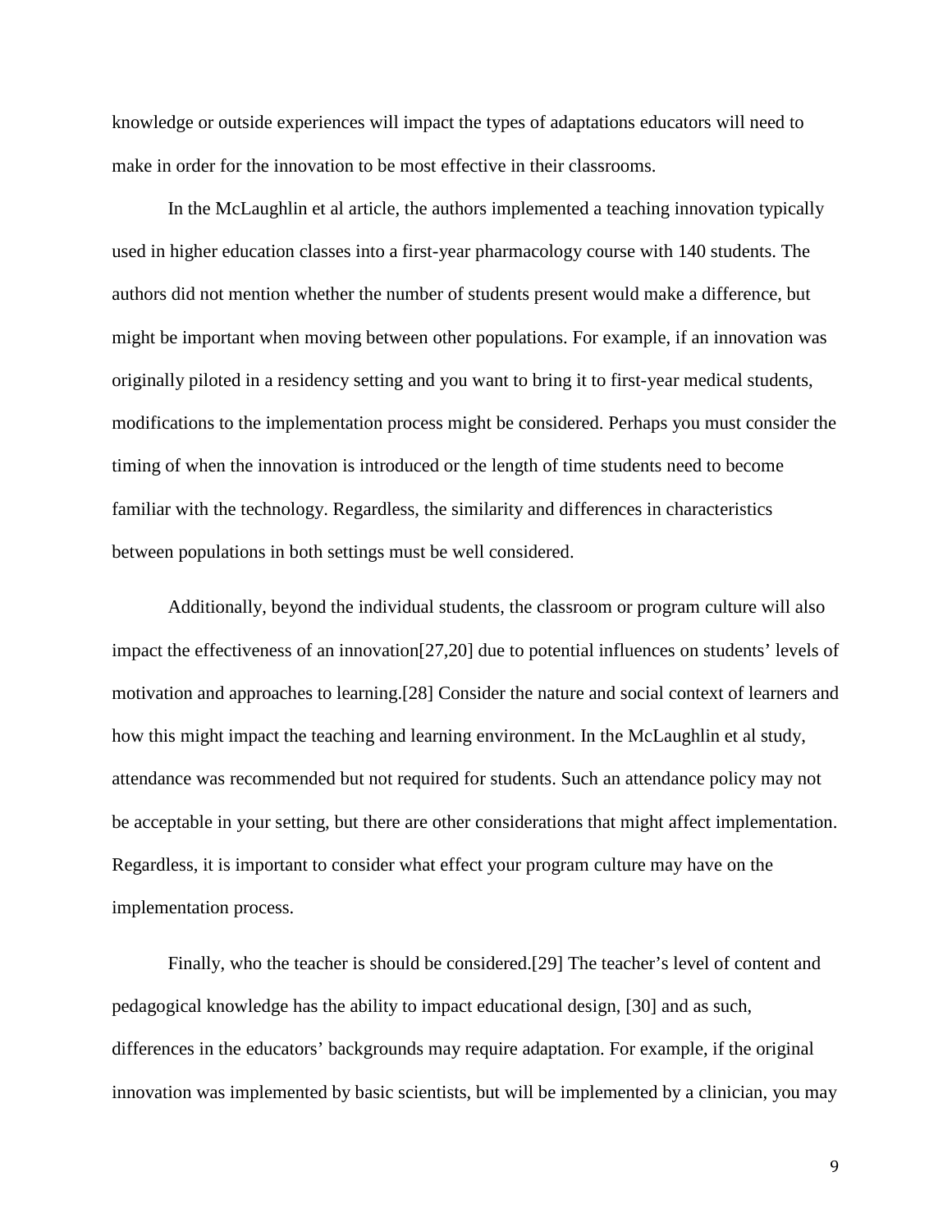knowledge or outside experiences will impact the types of adaptations educators will need to make in order for the innovation to be most effective in their classrooms.

In the McLaughlin et al article, the authors implemented a teaching innovation typically used in higher education classes into a first-year pharmacology course with 140 students. The authors did not mention whether the number of students present would make a difference, but might be important when moving between other populations. For example, if an innovation was originally piloted in a residency setting and you want to bring it to first-year medical students, modifications to the implementation process might be considered. Perhaps you must consider the timing of when the innovation is introduced or the length of time students need to become familiar with the technology. Regardless, the similarity and differences in characteristics between populations in both settings must be well considered.

Additionally, beyond the individual students, the classroom or program culture will also impact the effectiveness of an innovation[27,20] due to potential influences on students' levels of motivation and approaches to learning.[28] Consider the nature and social context of learners and how this might impact the teaching and learning environment. In the McLaughlin et al study, attendance was recommended but not required for students. Such an attendance policy may not be acceptable in your setting, but there are other considerations that might affect implementation. Regardless, it is important to consider what effect your program culture may have on the implementation process.

Finally, who the teacher is should be considered.[29] The teacher's level of content and pedagogical knowledge has the ability to impact educational design, [30] and as such, differences in the educators' backgrounds may require adaptation. For example, if the original innovation was implemented by basic scientists, but will be implemented by a clinician, you may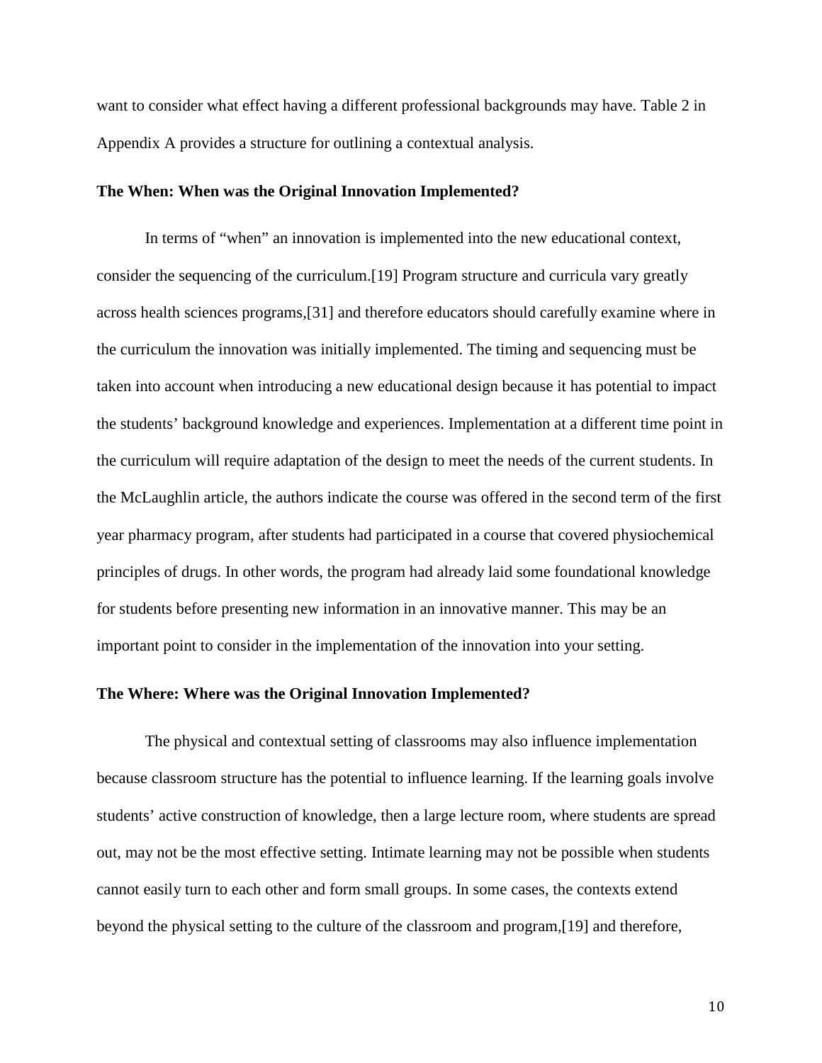want to consider what effect having a different professional backgrounds may have. Table 2 in Appendix A provides a structure for outlining a contextual analysis.

### The When: When was the Original Innovation Implemented?

In terms of "when" an innovation is implemented into the new educational context, consider the sequencing of the curriculum.[19] Program structure and curricula vary greatly across health sciences programs,[31] and therefore educators should carefully examine where in the curriculum the innovation was initially implemented. The timing and sequencing must be taken into account when introducing a new educational design because it has potential to impact the students' background knowledge and experiences. Implementation at a different time point in the curriculum will require adaptation of the design to meet the needs of the current students. In the McLaughlin article, the authors indicate the course was offered in the second term of the first year pharmacy program, after students had participated in a course that covered physiochemical principles of drugs. In other words, the program had already laid some foundational knowledge for students before presenting new information in an innovative manner. This may be an important point to consider in the implementation of the innovation into your setting.

### The Where: Where was the Original Innovation Implemented?

The physical and contextual setting of classrooms may also influence implementation because classroom structure has the potential to influence learning. If the learning goals involve students' active construction of knowledge, then a large lecture room, where students are spread out, may not be the most effective setting. Intimate learning may not be possible when students cannot easily turn to each other and form small groups. In some cases, the contexts extend beyond the physical setting to the culture of the classroom and program,[19] and therefore,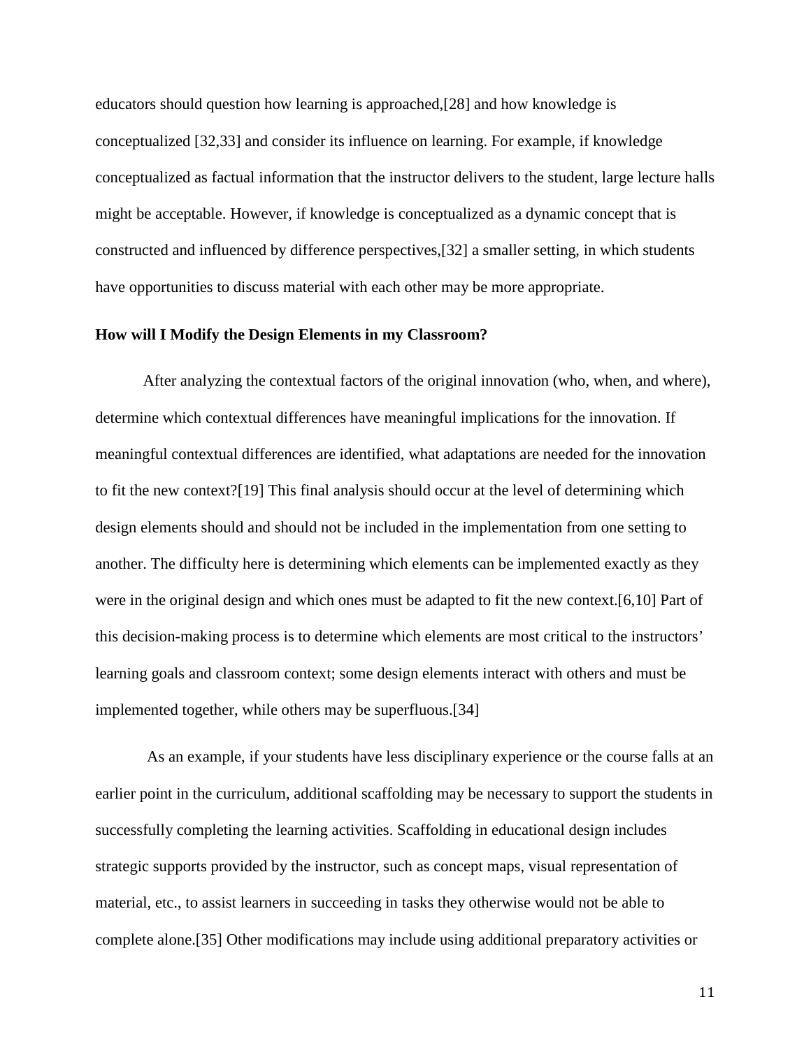educators should question how learning is approached,[28] and how knowledge is conceptualized [32,33] and consider its influence on learning. For example, if knowledge conceptualized as factual information that the instructor delivers to the student, large lecture halls might be acceptable. However, if knowledge is conceptualized as a dynamic concept that is constructed and influenced by difference perspectives,[32] a smaller setting, in which students have opportunities to discuss material with each other may be more appropriate.

**How will I Modify the Design Elements in my Classroom?**

After analyzing the contextual factors of the original innovation (who, when, and where), determine which contextual differences have meaningful implications for the innovation. If meaningful contextual differences are identified, what adaptations are needed for the innovation to fit the new context?[19] This final analysis should occur at the level of determining which design elements should and should not be included in the implementation from one setting to another. The difficulty here is determining which elements can be implemented exactly as they were in the original design and which ones must be adapted to fit the new context.[6,10] Part of this decision-making process is to determine which elements are most critical to the instructors' learning goals and classroom context; some design elements interact with others and must be implemented together, while others may be superfluous.[34]

As an example, if your students have less disciplinary experience or the course falls at an earlier point in the curriculum, additional scaffolding may be necessary to support the students in successfully completing the learning activities. Scaffolding in educational design includes strategic supports provided by the instructor, such as concept maps, visual representation of material, etc., to assist learners in succeeding in tasks they otherwise would not be able to complete alone.[35] Other modifications may include using additional preparatory activities or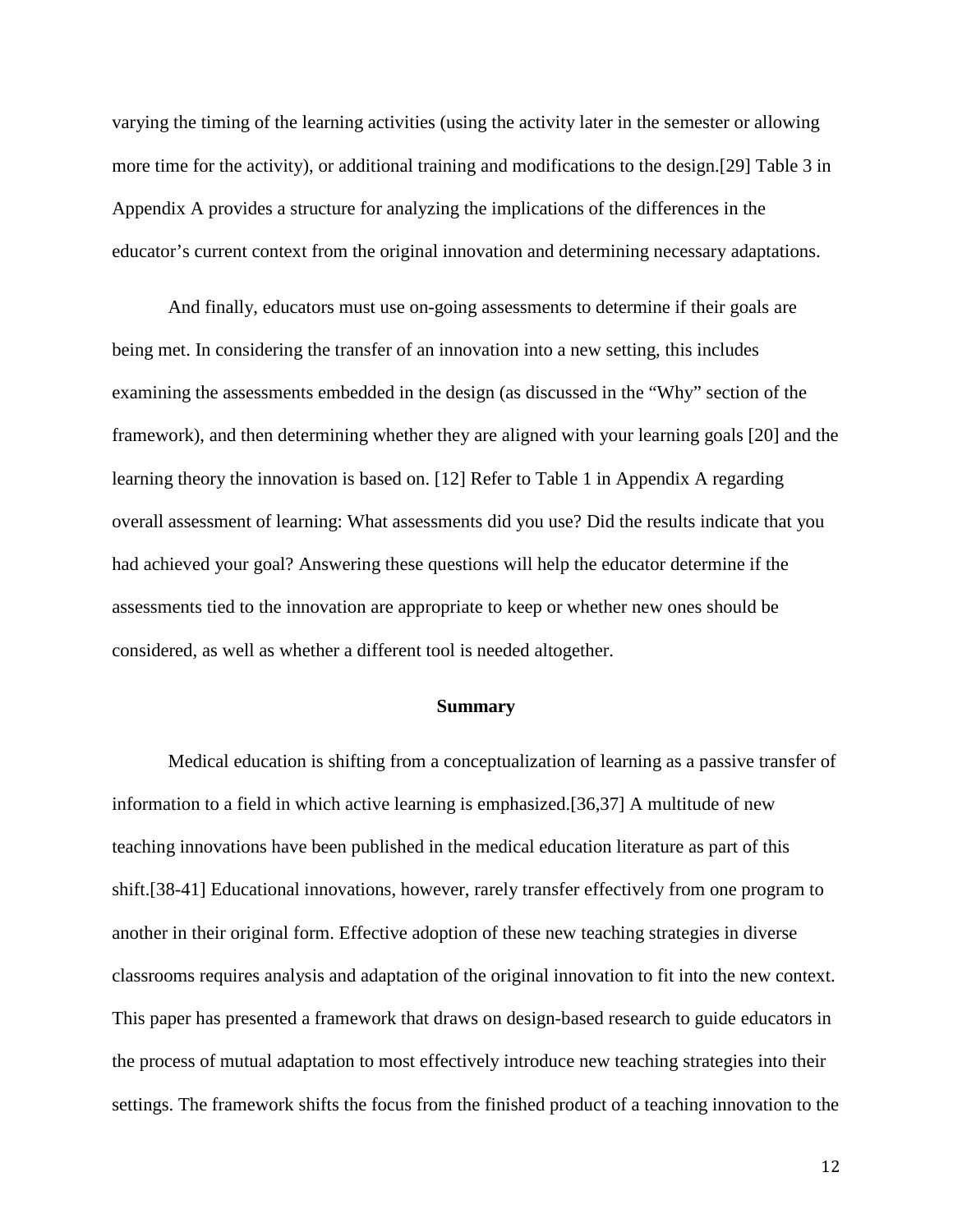varying the timing of the learning activities (using the activity later in the semester or allowing more time for the activity), or additional training and modifications to the design.[29] Table 3 in Appendix A provides a structure for analyzing the implications of the differences in the educator's current context from the original innovation and determining necessary adaptations.

And finally, educators must use on-going assessments to determine if their goals are being met. In considering the transfer of an innovation into a new setting, this includes examining the assessments embedded in the design (as discussed in the "Why" section of the framework), and then determining whether they are aligned with your learning goals [20] and the learning theory the innovation is based on. [12] Refer to Table 1 in Appendix A regarding overall assessment of learning: What assessments did you use? Did the results indicate that you had achieved your goal? Answering these questions will help the educator determine if the assessments tied to the innovation are appropriate to keep or whether new ones should be considered, as well as whether a different tool is needed altogether.

## Summary

Medical education is shifting from a conceptualization of learning as a passive transfer of information to a field in which active learning is emphasized.[36,37] A multitude of new teaching innovations have been published in the medical education literature as part of this shift.[38-41] Educational innovations, however, rarely transfer effectively from one program to another in their original form. Effective adoption of these new teaching strategies in diverse classrooms requires analysis and adaptation of the original innovation to fit into the new context. This paper has presented a framework that draws on design-based research to guide educators in the process of mutual adaptation to most effectively introduce new teaching strategies into their settings. The framework shifts the focus from the finished product of a teaching innovation to the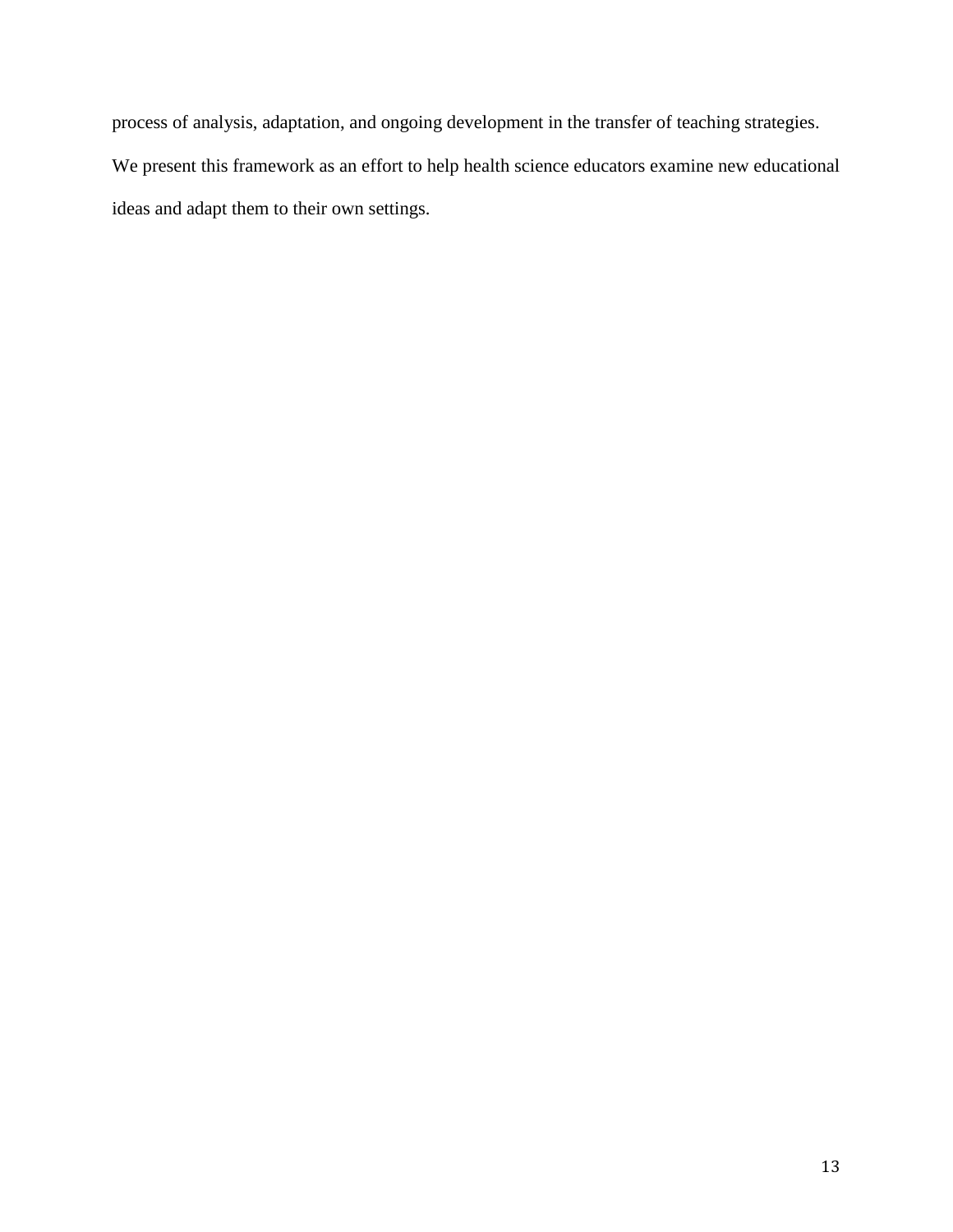process of analysis, adaptation, and ongoing development in the transfer of teaching strategies. We present this framework as an effort to help health science educators examine new educational ideas and adapt them to their own settings.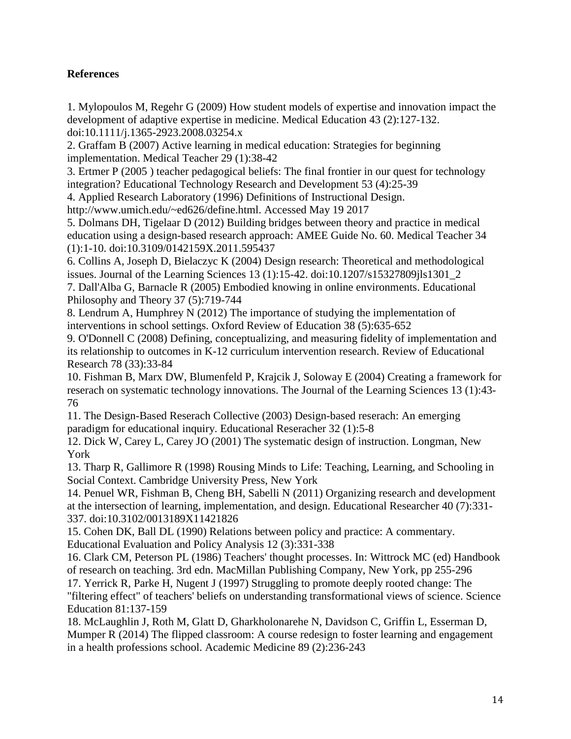**References**

1. Mylopoulos M, Regehr G (2009) How student models of expertise and innovation impact the development of adaptive expertise in medicine. Medical Education 43 (2):127-132. doi:10.1111/j.1365-2923.2008.03254.x
2. Graffam B (2007) Active learning in medical education: Strategies for beginning implementation. Medical Teacher 29 (1):38-42
3. Ertmer P (2005 ) teacher pedagogical beliefs: The final frontier in our quest for technology integration? Educational Technology Research and Development 53 (4):25-39
4. Applied Research Laboratory (1996) Definitions of Instructional Design. http://www.umich.edu/~ed626/define.html. Accessed May 19 2017
5. Dolmans DH, Tigelaar D (2012) Building bridges between theory and practice in medical education using a design-based research approach: AMEE Guide No. 60. Medical Teacher 34 (1):1-10. doi:10.3109/0142159X.2011.595437
6. Collins A, Joseph D, Bielaczyc K (2004) Design research: Theoretical and methodological issues. Journal of the Learning Sciences 13 (1):15-42. doi:10.1207/s15327809jls1301_2
7. Dall'Alba G, Barnacle R (2005) Embodied knowing in online environments. Educational Philosophy and Theory 37 (5):719-744
8. Lendrum A, Humphrey N (2012) The importance of studying the implementation of interventions in school settings. Oxford Review of Education 38 (5):635-652
9. O'Donnell C (2008) Defining, conceptualizing, and measuring fidelity of implementation and its relationship to outcomes in K-12 curriculum intervention research. Review of Educational Research 78 (33):33-84
10. Fishman B, Marx DW, Blumenfeld P, Krajcik J, Soloway E (2004) Creating a framework for reserach on systematic technology innovations. The Journal of the Learning Sciences 13 (1):43-76
11. The Design-Based Reserach Collective (2003) Design-based reserach: An emerging paradigm for educational inquiry. Educational Reseracher 32 (1):5-8
12. Dick W, Carey L, Carey JO (2001) The systematic design of instruction. Longman, New York
13. Tharp R, Gallimore R (1998) Rousing Minds to Life: Teaching, Learning, and Schooling in Social Context. Cambridge University Press, New York
14. Penuel WR, Fishman B, Cheng BH, Sabelli N (2011) Organizing research and development at the intersection of learning, implementation, and design. Educational Researcher 40 (7):331-337. doi:10.3102/0013189X11421826
15. Cohen DK, Ball DL (1990) Relations between policy and practice: A commentary. Educational Evaluation and Policy Analysis 12 (3):331-338
16. Clark CM, Peterson PL (1986) Teachers' thought processes. In: Wittrock MC (ed) Handbook of research on teaching. 3rd edn. MacMillan Publishing Company, New York, pp 255-296
17. Yerrick R, Parke H, Nugent J (1997) Struggling to promote deeply rooted change: The "filtering effect" of teachers' beliefs on understanding transformational views of science. Science Education 81:137-159
18. McLaughlin J, Roth M, Glatt D, Gharkholonarehe N, Davidson C, Griffin L, Esserman D, Mumper R (2014) The flipped classroom: A course redesign to foster learning and engagement in a health professions school. Academic Medicine 89 (2):236-243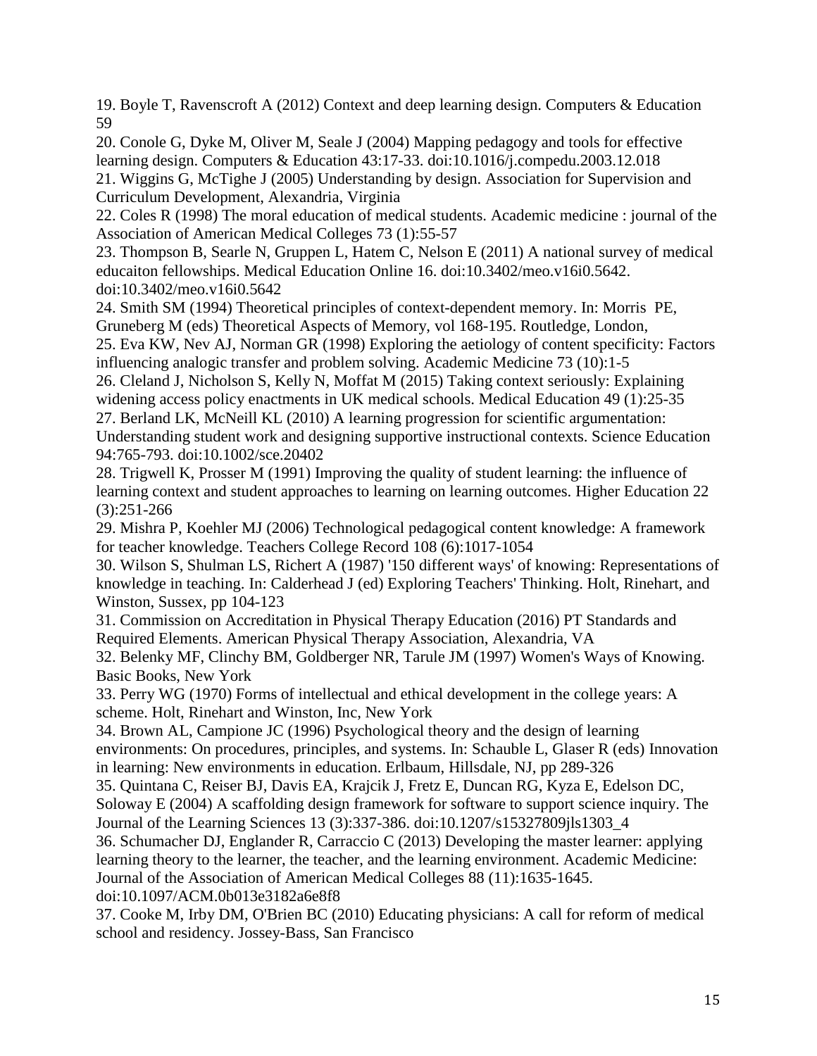19. Boyle T, Ravenscroft A (2012) Context and deep learning design. Computers & Education 59

20. Conole G, Dyke M, Oliver M, Seale J (2004) Mapping pedagogy and tools for effective learning design. Computers & Education 43:17-33. doi:10.1016/j.compedu.2003.12.018

21. Wiggins G, McTighe J (2005) Understanding by design. Association for Supervision and Curriculum Development, Alexandria, Virginia

22. Coles R (1998) The moral education of medical students. Academic medicine : journal of the Association of American Medical Colleges 73 (1):55-57

23. Thompson B, Searle N, Gruppen L, Hatem C, Nelson E (2011) A national survey of medical educaiton fellowships. Medical Education Online 16. doi:10.3402/meo.v16i0.5642. doi:10.3402/meo.v16i0.5642

24. Smith SM (1994) Theoretical principles of context-dependent memory. In: Morris PE, Gruneberg M (eds) Theoretical Aspects of Memory, vol 168-195. Routledge, London,

25. Eva KW, Nev AJ, Norman GR (1998) Exploring the aetiology of content specificity: Factors influencing analogic transfer and problem solving. Academic Medicine 73 (10):1-5

26. Cleland J, Nicholson S, Kelly N, Moffat M (2015) Taking context seriously: Explaining widening access policy enactments in UK medical schools. Medical Education 49 (1):25-35

27. Berland LK, McNeill KL (2010) A learning progression for scientific argumentation: Understanding student work and designing supportive instructional contexts. Science Education 94:765-793. doi:10.1002/sce.20402

28. Trigwell K, Prosser M (1991) Improving the quality of student learning: the influence of learning context and student approaches to learning on learning outcomes. Higher Education 22 (3):251-266

29. Mishra P, Koehler MJ (2006) Technological pedagogical content knowledge: A framework for teacher knowledge. Teachers College Record 108 (6):1017-1054

30. Wilson S, Shulman LS, Richert A (1987) '150 different ways' of knowing: Representations of knowledge in teaching. In: Calderhead J (ed) Exploring Teachers' Thinking. Holt, Rinehart, and Winston, Sussex, pp 104-123

31. Commission on Accreditation in Physical Therapy Education (2016) PT Standards and Required Elements. American Physical Therapy Association, Alexandria, VA

32. Belenky MF, Clinchy BM, Goldberger NR, Tarule JM (1997) Women's Ways of Knowing. Basic Books, New York

33. Perry WG (1970) Forms of intellectual and ethical development in the college years: A scheme. Holt, Rinehart and Winston, Inc, New York

34. Brown AL, Campione JC (1996) Psychological theory and the design of learning environments: On procedures, principles, and systems. In: Schauble L, Glaser R (eds) Innovation in learning: New environments in education. Erlbaum, Hillsdale, NJ, pp 289-326

35. Quintana C, Reiser BJ, Davis EA, Krajcik J, Fretz E, Duncan RG, Kyza E, Edelson DC, Soloway E (2004) A scaffolding design framework for software to support science inquiry. The Journal of the Learning Sciences 13 (3):337-386. doi:10.1207/s15327809jls1303_4

36. Schumacher DJ, Englander R, Carraccio C (2013) Developing the master learner: applying learning theory to the learner, the teacher, and the learning environment. Academic Medicine: Journal of the Association of American Medical Colleges 88 (11):1635-1645. doi:10.1097/ACM.0b013e3182a6e8f8

37. Cooke M, Irby DM, O'Brien BC (2010) Educating physicians: A call for reform of medical school and residency. Jossey-Bass, San Francisco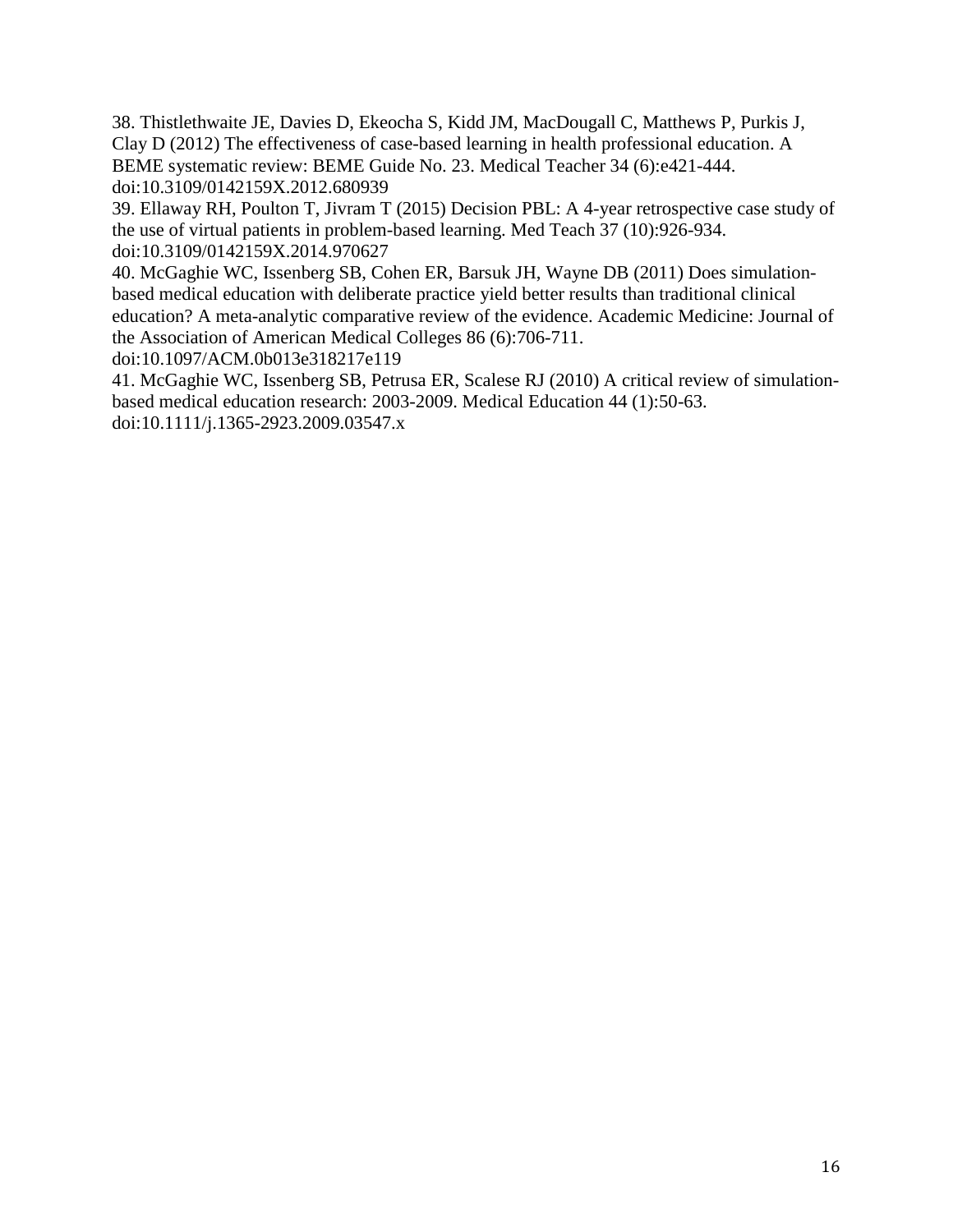38. Thistlethwaite JE, Davies D, Ekeocha S, Kidd JM, MacDougall C, Matthews P, Purkis J, Clay D (2012) The effectiveness of case-based learning in health professional education. A BEME systematic review: BEME Guide No. 23. Medical Teacher 34 (6):e421-444. doi:10.3109/0142159X.2012.680939

39. Ellaway RH, Poulton T, Jivram T (2015) Decision PBL: A 4-year retrospective case study of the use of virtual patients in problem-based learning. Med Teach 37 (10):926-934. doi:10.3109/0142159X.2014.970627

40. McGaghie WC, Issenberg SB, Cohen ER, Barsuk JH, Wayne DB (2011) Does simulation-based medical education with deliberate practice yield better results than traditional clinical education? A meta-analytic comparative review of the evidence. Academic Medicine: Journal of the Association of American Medical Colleges 86 (6):706-711. doi:10.1097/ACM.0b013e318217e119

41. McGaghie WC, Issenberg SB, Petrusa ER, Scalese RJ (2010) A critical review of simulation-based medical education research: 2003-2009. Medical Education 44 (1):50-63. doi:10.1111/j.1365-2923.2009.03547.x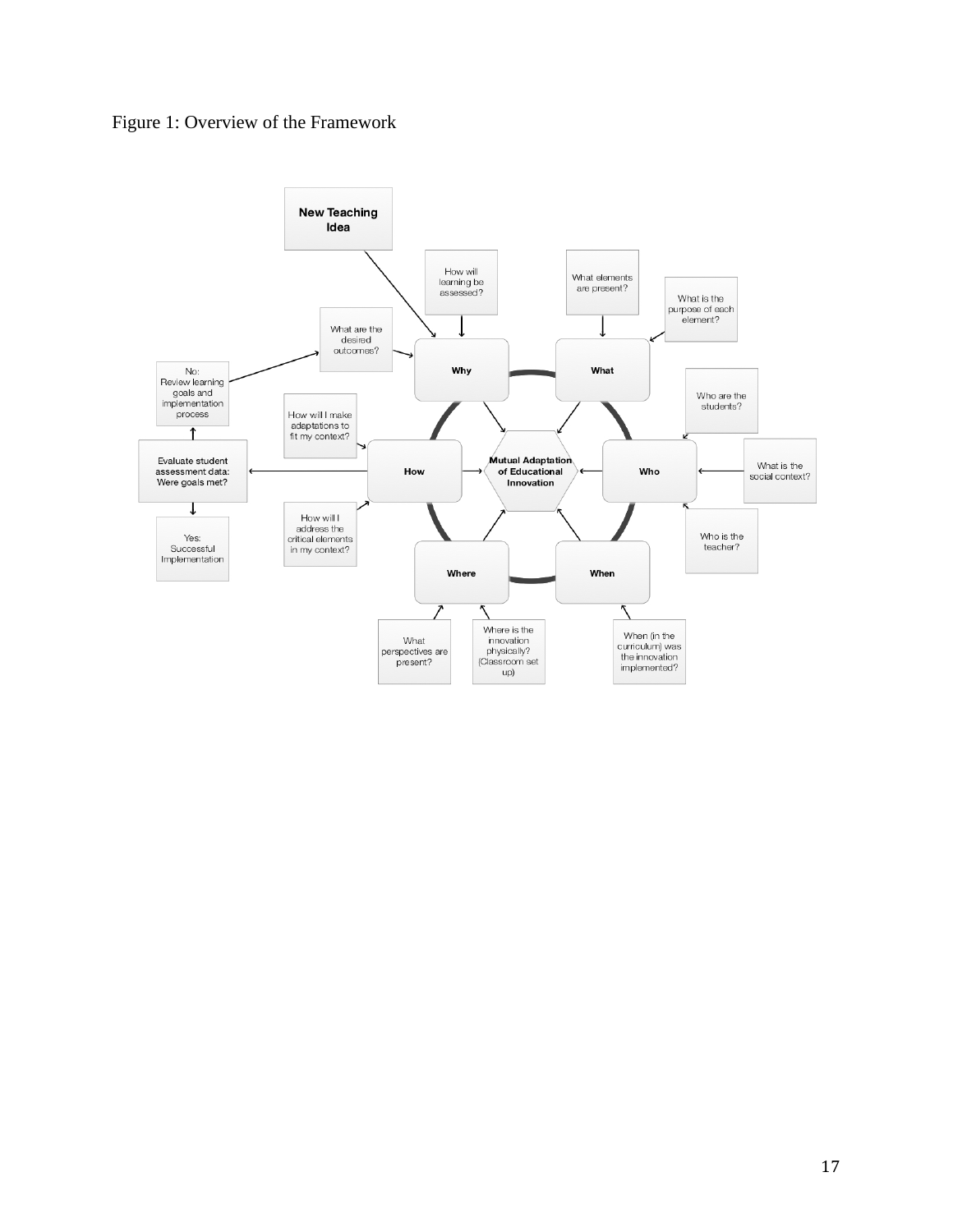Figure 1: Overview of the Framework

**New Teaching Idea**

How will learning be assessed?

What elements are present?

What is the purpose of each element?

What are the desired outcomes?

**Why**

**What**

No: Review learning goals and implementation process

Who are the students?

How will I make adaptations to fit my context?

**Evaluate student assessment data: Were goals met?**

**How**

**Mutual Adaptation of Educational Innovation**

**Who**

What is the social context?

Yes: Successful Implementation

How will I address the critical elements in my context?

Who is the teacher?

**Where**

**When**

What perspectives are present?

Where is the innovation physically? (Classroom set up)

When (in the curriculum) was the innovation implemented?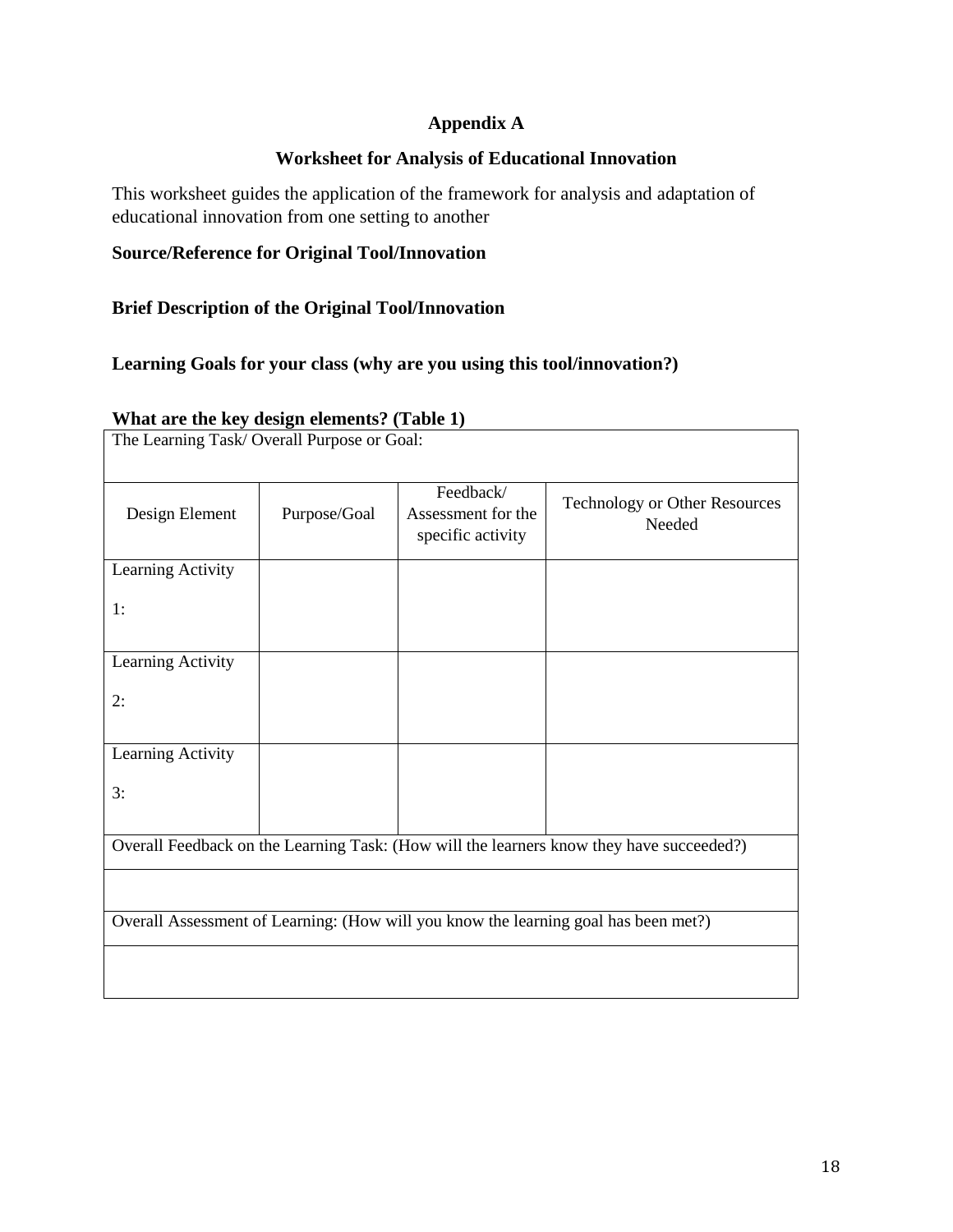## Appendix A

### Worksheet for Analysis of Educational Innovation

This worksheet guides the application of the framework for analysis and adaptation of educational innovation from one setting to another

**Source/Reference for Original Tool/Innovation**

**Brief Description of the Original Tool/Innovation**

**Learning Goals for your class (why are you using this tool/innovation?)**

**What are the key design elements? (Table 1)**

| The Learning Task/ Overall Purpose or Goal: | | | |
|---|---|---|---|
| Design Element | Purpose/Goal | Feedback/ Assessment for the specific activity | Technology or Other Resources Needed |
| Learning Activity 1: | | | |
| Learning Activity 2: | | | |
| Learning Activity 3: | | | |
| Overall Feedback on the Learning Task: (How will the learners know they have succeeded?) | | | |
| | | | |
| Overall Assessment of Learning: (How will you know the learning goal has been met?) | | | |
| | | | |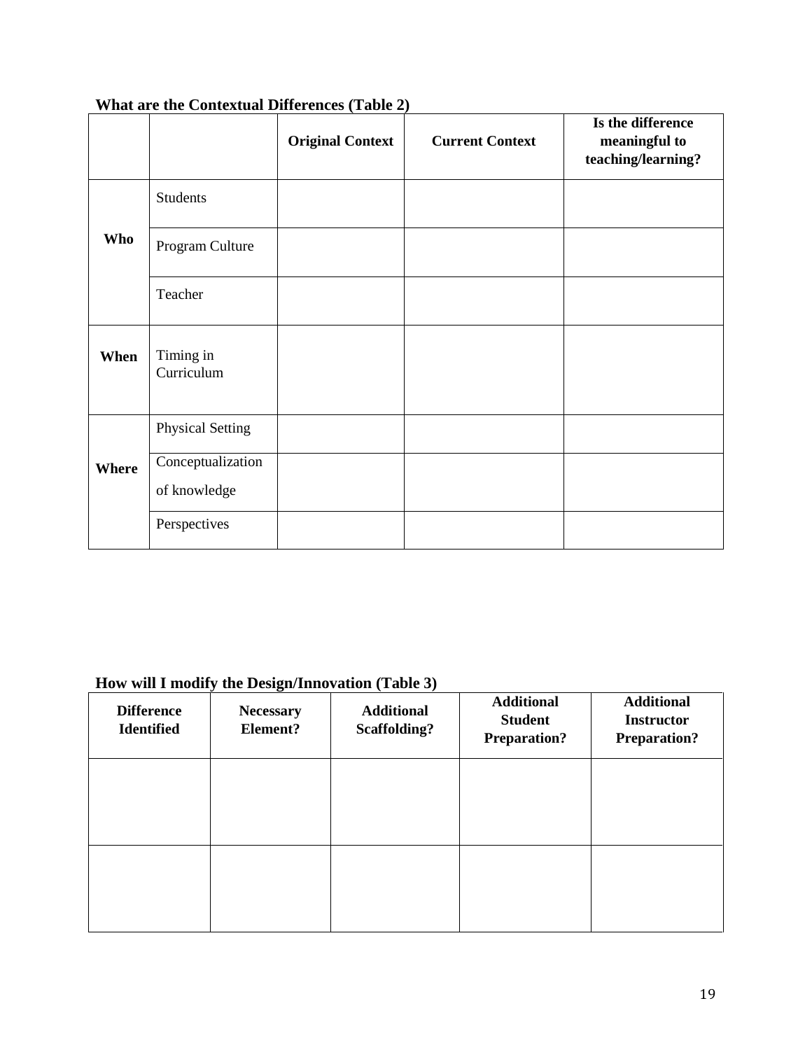**What are the Contextual Differences (Table 2)**

| | | Original Context | Current Context | Is the difference meaningful to teaching/learning? |
|---|---|---|---|---|
| **Who** | Students | | | |
| | Program Culture | | | |
| | Teacher | | | |
| **When** | Timing in Curriculum | | | |
| **Where** | Physical Setting | | | |
| | Conceptualization of knowledge | | | |
| | Perspectives | | | |

**How will I modify the Design/Innovation (Table 3)**

| Difference Identified | Necessary Element? | Additional Scaffolding? | Additional Student Preparation? | Additional Instructor Preparation? |
|---|---|---|---|---|
| | | | | |
| | | | | |